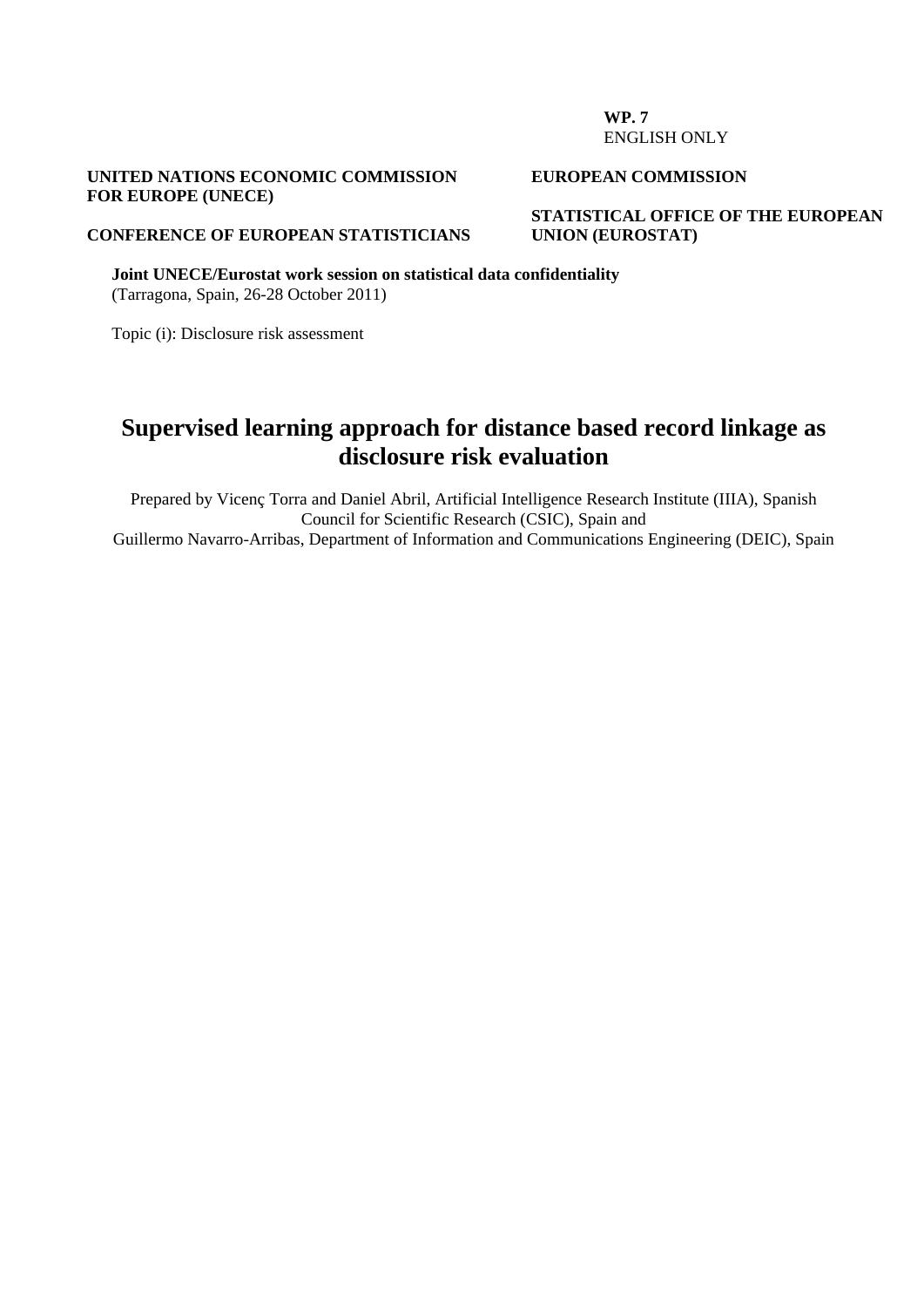**WP. 7**
ENGLISH ONLY

**UNITED NATIONS ECONOMIC COMMISSION FOR EUROPE (UNECE)**

**CONFERENCE OF EUROPEAN STATISTICIANS**

**EUROPEAN COMMISSION**

**STATISTICAL OFFICE OF THE EUROPEAN UNION (EUROSTAT)**

**Joint UNECE/Eurostat work session on statistical data confidentiality**
(Tarragona, Spain, 26-28 October 2011)

Topic (i): Disclosure risk assessment

# Supervised learning approach for distance based record linkage as disclosure risk evaluation

Prepared by Vicenç Torra and Daniel Abril, Artificial Intelligence Research Institute (IIIA), Spanish Council for Scientific Research (CSIC), Spain and
Guillermo Navarro-Arribas, Department of Information and Communications Engineering (DEIC), Spain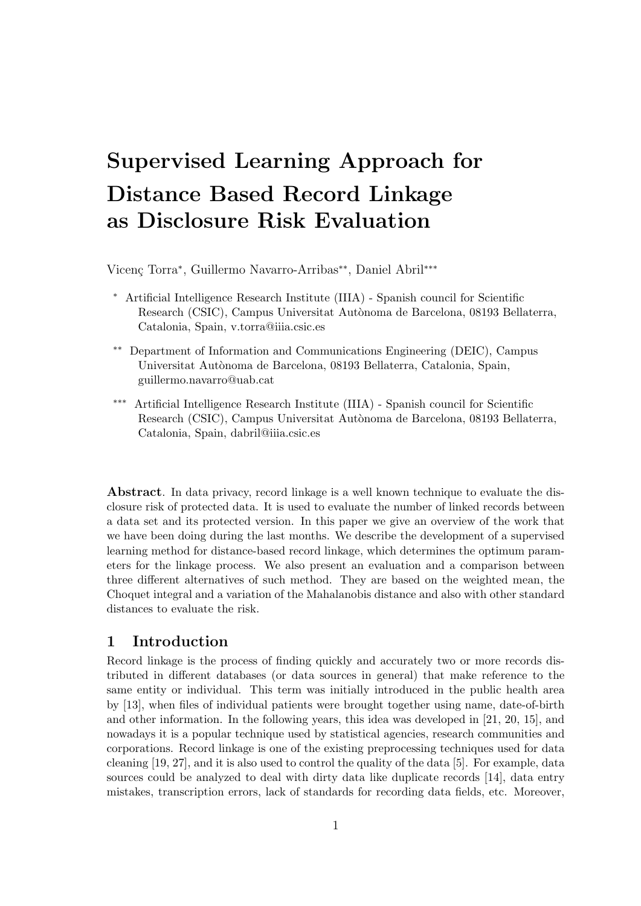# Supervised Learning Approach for Distance Based Record Linkage as Disclosure Risk Evaluation

Vicenç Torra*, Guillermo Navarro-Arribas**, Daniel Abril***

\* Artificial Intelligence Research Institute (IIIA) - Spanish council for Scientific Research (CSIC), Campus Universitat Autònoma de Barcelona, 08193 Bellaterra, Catalonia, Spain, v.torra@iiia.csic.es

\** Department of Information and Communications Engineering (DEIC), Campus Universitat Autònoma de Barcelona, 08193 Bellaterra, Catalonia, Spain, guillermo.navarro@uab.cat

\*** Artificial Intelligence Research Institute (IIIA) - Spanish council for Scientific Research (CSIC), Campus Universitat Autònoma de Barcelona, 08193 Bellaterra, Catalonia, Spain, dabril@iiia.csic.es

**Abstract**. In data privacy, record linkage is a well known technique to evaluate the disclosure risk of protected data. It is used to evaluate the number of linked records between a data set and its protected version. In this paper we give an overview of the work that we have been doing during the last months. We describe the development of a supervised learning method for distance-based record linkage, which determines the optimum parameters for the linkage process. We also present an evaluation and a comparison between three different alternatives of such method. They are based on the weighted mean, the Choquet integral and a variation of the Mahalanobis distance and also with other standard distances to evaluate the risk.

## 1 Introduction

Record linkage is the process of finding quickly and accurately two or more records distributed in different databases (or data sources in general) that make reference to the same entity or individual. This term was initially introduced in the public health area by [13], when files of individual patients were brought together using name, date-of-birth and other information. In the following years, this idea was developed in [21, 20, 15], and nowadays it is a popular technique used by statistical agencies, research communities and corporations. Record linkage is one of the existing preprocessing techniques used for data cleaning [19, 27], and it is also used to control the quality of the data [5]. For example, data sources could be analyzed to deal with dirty data like duplicate records [14], data entry mistakes, transcription errors, lack of standards for recording data fields, etc. Moreover,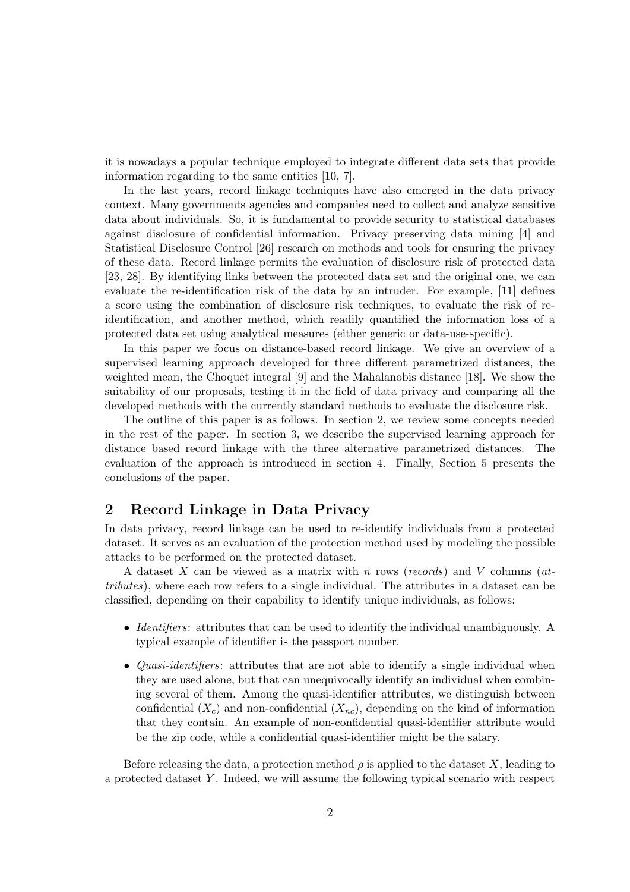it is nowadays a popular technique employed to integrate different data sets that provide information regarding to the same entities [10, 7].

In the last years, record linkage techniques have also emerged in the data privacy context. Many governments agencies and companies need to collect and analyze sensitive data about individuals. So, it is fundamental to provide security to statistical databases against disclosure of confidential information. Privacy preserving data mining [4] and Statistical Disclosure Control [26] research on methods and tools for ensuring the privacy of these data. Record linkage permits the evaluation of disclosure risk of protected data [23, 28]. By identifying links between the protected data set and the original one, we can evaluate the re-identification risk of the data by an intruder. For example, [11] defines a score using the combination of disclosure risk techniques, to evaluate the risk of re-identification, and another method, which readily quantified the information loss of a protected data set using analytical measures (either generic or data-use-specific).

In this paper we focus on distance-based record linkage. We give an overview of a supervised learning approach developed for three different parametrized distances, the weighted mean, the Choquet integral [9] and the Mahalanobis distance [18]. We show the suitability of our proposals, testing it in the field of data privacy and comparing all the developed methods with the currently standard methods to evaluate the disclosure risk.

The outline of this paper is as follows. In section 2, we review some concepts needed in the rest of the paper. In section 3, we describe the supervised learning approach for distance based record linkage with the three alternative parametrized distances. The evaluation of the approach is introduced in section 4. Finally, Section 5 presents the conclusions of the paper.

## 2 Record Linkage in Data Privacy

In data privacy, record linkage can be used to re-identify individuals from a protected dataset. It serves as an evaluation of the protection method used by modeling the possible attacks to be performed on the protected dataset.

A dataset $X$ can be viewed as a matrix with $n$ rows (*records*) and $V$ columns (*attributes*), where each row refers to a single individual. The attributes in a dataset can be classified, depending on their capability to identify unique individuals, as follows:

- *Identifiers*: attributes that can be used to identify the individual unambiguously. A typical example of identifier is the passport number.
- *Quasi-identifiers*: attributes that are not able to identify a single individual when they are used alone, but that can unequivocally identify an individual when combining several of them. Among the quasi-identifier attributes, we distinguish between confidential ($X_c$) and non-confidential ($X_{nc}$), depending on the kind of information that they contain. An example of non-confidential quasi-identifier attribute would be the zip code, while a confidential quasi-identifier might be the salary.

Before releasing the data, a protection method $\rho$ is applied to the dataset $X$, leading to a protected dataset $Y$. Indeed, we will assume the following typical scenario with respect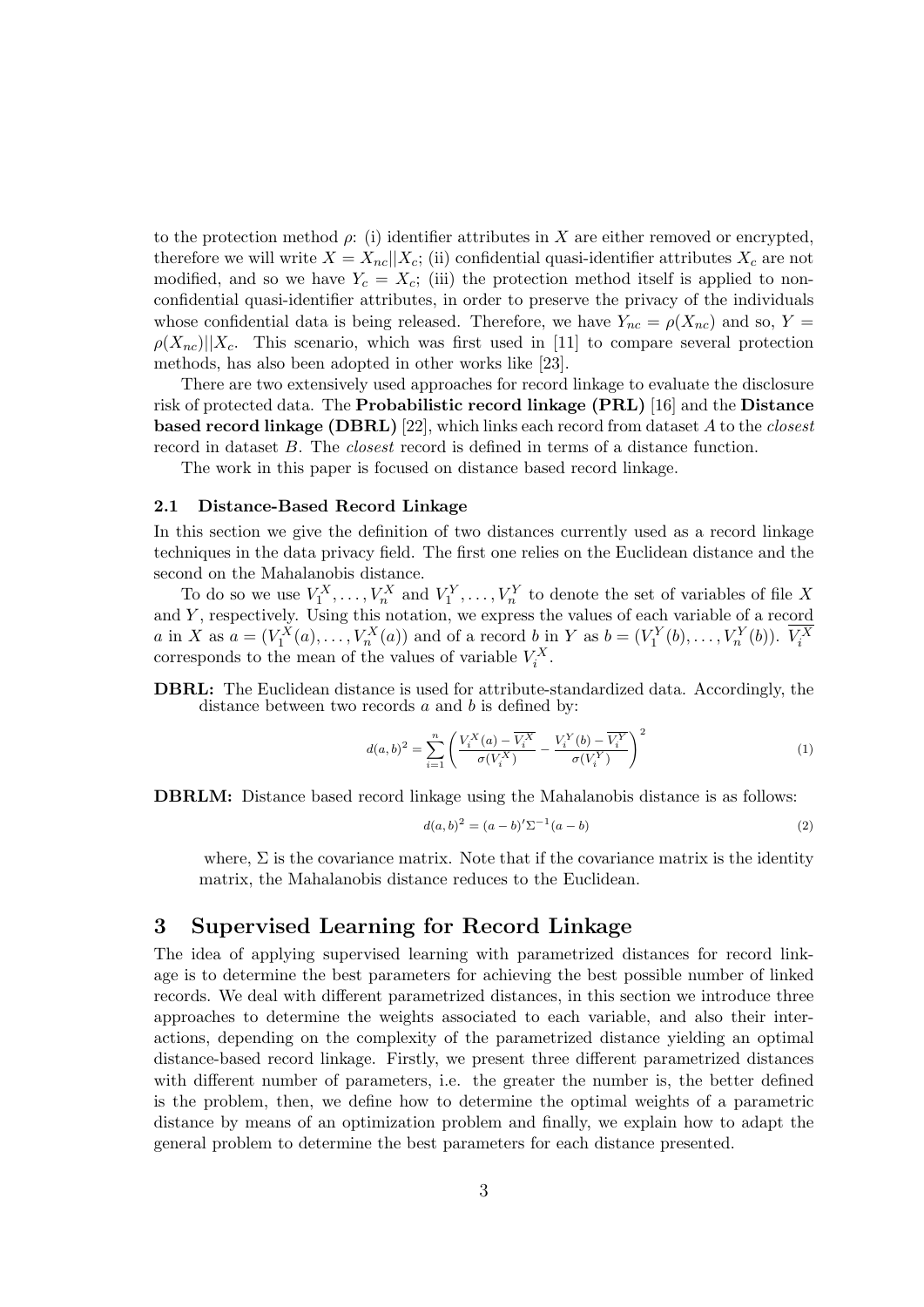to the protection method $\rho$: (i) identifier attributes in $X$ are either removed or encrypted, therefore we will write $X = X_{nc}||X_c$; (ii) confidential quasi-identifier attributes $X_c$ are not modified, and so we have $Y_c = X_c$; (iii) the protection method itself is applied to non-confidential quasi-identifier attributes, in order to preserve the privacy of the individuals whose confidential data is being released. Therefore, we have $Y_{nc} = \rho(X_{nc})$ and so, $Y = \rho(X_{nc})||X_c$. This scenario, which was first used in [11] to compare several protection methods, has also been adopted in other works like [23].

There are two extensively used approaches for record linkage to evaluate the disclosure risk of protected data. The **Probabilistic record linkage (PRL)** [16] and the **Distance based record linkage (DBRL)** [22], which links each record from dataset $A$ to the *closest* record in dataset $B$. The *closest* record is defined in terms of a distance function.

The work in this paper is focused on distance based record linkage.

### 2.1 Distance-Based Record Linkage

In this section we give the definition of two distances currently used as a record linkage techniques in the data privacy field. The first one relies on the Euclidean distance and the second on the Mahalanobis distance.

To do so we use $V_1^X, \ldots, V_n^X$ and $V_1^Y, \ldots, V_n^Y$ to denote the set of variables of file $X$ and $Y$, respectively. Using this notation, we express the values of each variable of a record $a$ in $X$ as $a = (V_1^X(a), \ldots, V_n^X(a))$ and of a record $b$ in $Y$ as $b = (V_1^Y(b), \ldots, V_n^Y(b))$. $\overline{V_i^X}$ corresponds to the mean of the values of variable $V_i^X$.

**DBRL:** The Euclidean distance is used for attribute-standardized data. Accordingly, the distance between two records $a$ and $b$ is defined by:

$$d(a,b)^2 = \sum_{i=1}^{n} \left( \frac{V_i^X(a) - \overline{V_i^X}}{\sigma(V_i^X)} - \frac{V_i^Y(b) - \overline{V_i^Y}}{\sigma(V_i^Y)} \right)^2 \quad (1)$$

**DBRLM:** Distance based record linkage using the Mahalanobis distance is as follows:

$$d(a,b)^2 = (a-b)'\Sigma^{-1}(a-b) \quad (2)$$

where, $\Sigma$ is the covariance matrix. Note that if the covariance matrix is the identity matrix, the Mahalanobis distance reduces to the Euclidean.

## 3 Supervised Learning for Record Linkage

The idea of applying supervised learning with parametrized distances for record linkage is to determine the best parameters for achieving the best possible number of linked records. We deal with different parametrized distances, in this section we introduce three approaches to determine the weights associated to each variable, and also their interactions, depending on the complexity of the parametrized distance yielding an optimal distance-based record linkage. Firstly, we present three different parametrized distances with different number of parameters, i.e. the greater the number is, the better defined is the problem, then, we define how to determine the optimal weights of a parametric distance by means of an optimization problem and finally, we explain how to adapt the general problem to determine the best parameters for each distance presented.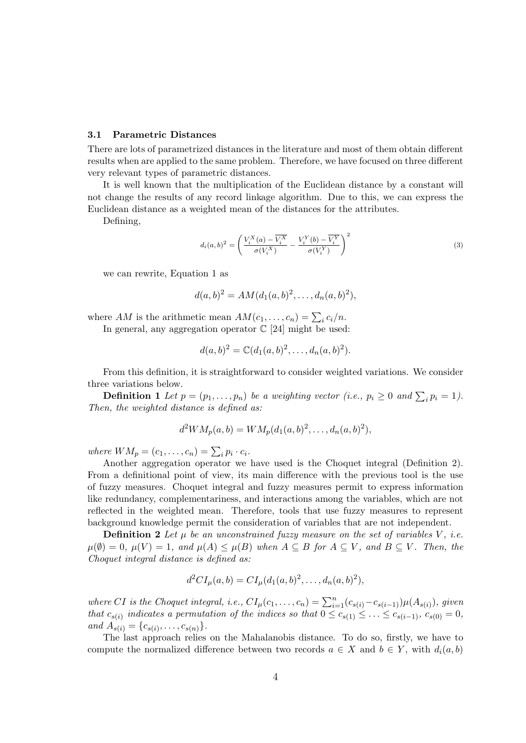### 3.1 Parametric Distances

There are lots of parametrized distances in the literature and most of them obtain different results when are applied to the same problem. Therefore, we have focused on three different very relevant types of parametric distances.

It is well known that the multiplication of the Euclidean distance by a constant will not change the results of any record linkage algorithm. Due to this, we can express the Euclidean distance as a weighted mean of the distances for the attributes.

Defining,

$$d_i(a,b)^2 = \left( \frac{V_i^X(a) - \overline{V_i^X}}{\sigma(V_i^X)} - \frac{V_i^Y(b) - \overline{V_i^Y}}{\sigma(V_i^Y)} \right)^2 \tag{3}$$

we can rewrite, Equation 1 as

$$d(a,b)^2 = AM(d_1(a,b)^2, \ldots, d_n(a,b)^2),$$

where $AM$ is the arithmetic mean $AM(c_1, \ldots, c_n) = \sum_i c_i/n$.

In general, any aggregation operator $\mathbb{C}$ [24] might be used:

$$d(a,b)^2 = \mathbb{C}(d_1(a,b)^2, \ldots, d_n(a,b)^2).$$

From this definition, it is straightforward to consider weighted variations. We consider three variations below.

**Definition 1** *Let $p = (p_1, \ldots, p_n)$ be a weighting vector (i.e., $p_i \geq 0$ and $\sum_i p_i = 1$). Then, the weighted distance is defined as:*

$$d^2WM_p(a,b) = WM_p(d_1(a,b)^2, \ldots, d_n(a,b)^2),$$

*where $WM_p = (c_1, \ldots, c_n) = \sum_i p_i \cdot c_i$.*

Another aggregation operator we have used is the Choquet integral (Definition 2). From a definitional point of view, its main difference with the previous tool is the use of fuzzy measures. Choquet integral and fuzzy measures permit to express information like redundancy, complementariness, and interactions among the variables, which are not reflected in the weighted mean. Therefore, tools that use fuzzy measures to represent background knowledge permit the consideration of variables that are not independent.

**Definition 2** *Let $\mu$ be an unconstrained fuzzy measure on the set of variables $V$, i.e. $\mu(\emptyset) = 0$, $\mu(V) = 1$, and $\mu(A) \leq \mu(B)$ when $A \subseteq B$ for $A \subseteq V$, and $B \subseteq V$. Then, the Choquet integral distance is defined as:*

$$d^2CI_\mu(a,b) = CI_\mu(d_1(a,b)^2, \ldots, d_n(a,b)^2),$$

*where $CI$ is the Choquet integral, i.e., $CI_\mu(c_1, \ldots, c_n) = \sum_{i=1}^{n}(c_{s(i)} - c_{s(i-1)})\mu(A_{s(i)})$, given that $c_{s(i)}$ indicates a permutation of the indices so that $0 \leq c_{s(1)} \leq \ldots \leq c_{s(i-1)}$, $c_{s(0)} = 0$, and $A_{s(i)} = \{c_{s(i)}, \ldots, c_{s(n)}\}$.*

The last approach relies on the Mahalanobis distance. To do so, firstly, we have to compute the normalized difference between two records $a \in X$ and $b \in Y$, with $d_i(a,b)$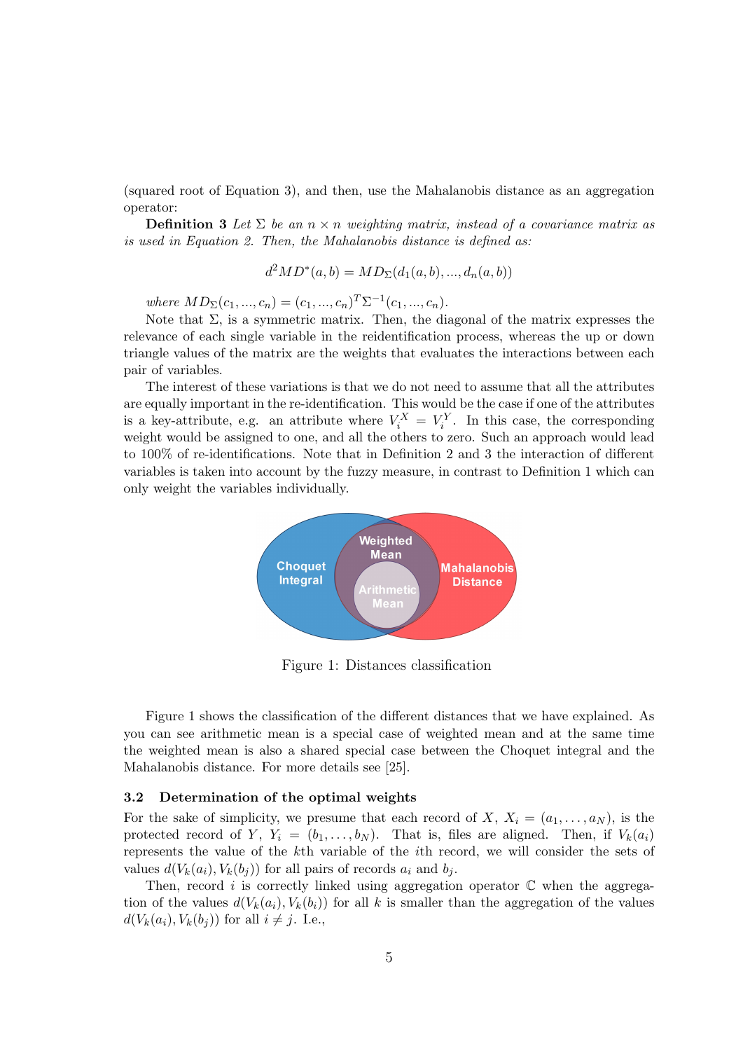(squared root of Equation 3), and then, use the Mahalanobis distance as an aggregation operator:

**Definition 3** *Let $\Sigma$ be an $n \times n$ weighting matrix, instead of a covariance matrix as is used in Equation 2. Then, the Mahalanobis distance is defined as:*

$$d^2MD^*(a,b) = MD_\Sigma(d_1(a,b), ..., d_n(a,b))$$

*where* $MD_\Sigma(c_1, ..., c_n) = (c_1, ..., c_n)^T \Sigma^{-1} (c_1, ..., c_n)$.

Note that $\Sigma$, is a symmetric matrix. Then, the diagonal of the matrix expresses the relevance of each single variable in the reidentification process, whereas the up or down triangle values of the matrix are the weights that evaluates the interactions between each pair of variables.

The interest of these variations is that we do not need to assume that all the attributes are equally important in the re-identification. This would be the case if one of the attributes is a key-attribute, e.g. an attribute where $V_i^X = V_i^Y$. In this case, the corresponding weight would be assigned to one, and all the others to zero. Such an approach would lead to 100% of re-identifications. Note that in Definition 2 and 3 the interaction of different variables is taken into account by the fuzzy measure, in contrast to Definition 1 which can only weight the variables individually.

Figure 1: Distances classification

Figure 1 shows the classification of the different distances that we have explained. As you can see arithmetic mean is a special case of weighted mean and at the same time the weighted mean is also a shared special case between the Choquet integral and the Mahalanobis distance. For more details see [25].

### 3.2 Determination of the optimal weights

For the sake of simplicity, we presume that each record of $X$, $X_i = (a_1, \ldots, a_N)$, is the protected record of $Y$, $Y_i = (b_1, \ldots, b_N)$. That is, files are aligned. Then, if $V_k(a_i)$ represents the value of the $k$th variable of the $i$th record, we will consider the sets of values $d(V_k(a_i), V_k(b_j))$ for all pairs of records $a_i$ and $b_j$.

Then, record $i$ is correctly linked using aggregation operator $\mathbb{C}$ when the aggregation of the values $d(V_k(a_i), V_k(b_i))$ for all $k$ is smaller than the aggregation of the values $d(V_k(a_i), V_k(b_j))$ for all $i \neq j$. I.e.,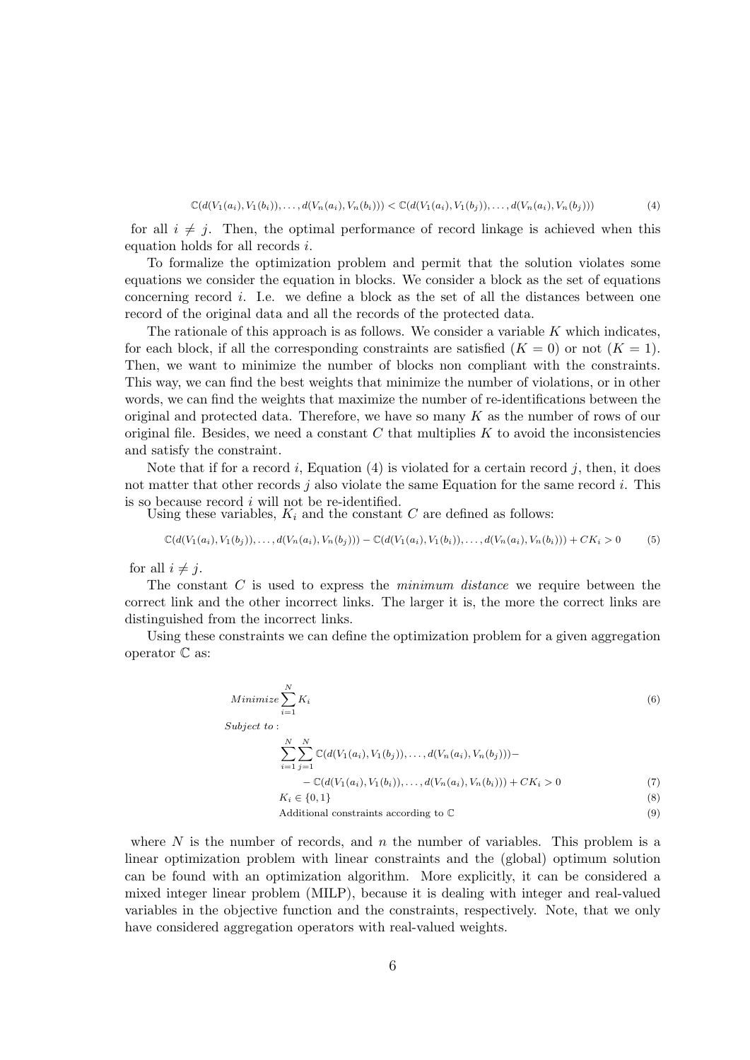$$\mathbb{C}(d(V_1(a_i), V_1(b_i)), \ldots, d(V_n(a_i), V_n(b_i))) < \mathbb{C}(d(V_1(a_i), V_1(b_j)), \ldots, d(V_n(a_i), V_n(b_j))) \tag{4}$$

for all $i \neq j$. Then, the optimal performance of record linkage is achieved when this equation holds for all records $i$.

To formalize the optimization problem and permit that the solution violates some equations we consider the equation in blocks. We consider a block as the set of equations concerning record $i$. I.e. we define a block as the set of all the distances between one record of the original data and all the records of the protected data.

The rationale of this approach is as follows. We consider a variable $K$ which indicates, for each block, if all the corresponding constraints are satisfied ($K = 0$) or not ($K = 1$). Then, we want to minimize the number of blocks non compliant with the constraints. This way, we can find the best weights that minimize the number of violations, or in other words, we can find the weights that maximize the number of re-identifications between the original and protected data. Therefore, we have so many $K$ as the number of rows of our original file. Besides, we need a constant $C$ that multiplies $K$ to avoid the inconsistencies and satisfy the constraint.

Note that if for a record $i$, Equation (4) is violated for a certain record $j$, then, it does not matter that other records $j$ also violate the same Equation for the same record $i$. This is so because record $i$ will not be re-identified.

Using these variables, $K_i$ and the constant $C$ are defined as follows:

$$\mathbb{C}(d(V_1(a_i), V_1(b_j)), \ldots, d(V_n(a_i), V_n(b_j))) - \mathbb{C}(d(V_1(a_i), V_1(b_i)), \ldots, d(V_n(a_i), V_n(b_i))) + CK_i > 0 \tag{5}$$

for all $i \neq j$.

The constant $C$ is used to express the *minimum distance* we require between the correct link and the other incorrect links. The larger it is, the more the correct links are distinguished from the incorrect links.

Using these constraints we can define the optimization problem for a given aggregation operator $\mathbb{C}$ as:

$$Minimize \sum_{i=1}^{N} K_i \tag{6}$$

$$Subject\ to:$$

$$\sum_{i=1}^{N}\sum_{j=1}^{N} \mathbb{C}(d(V_1(a_i), V_1(b_j)), \ldots, d(V_n(a_i), V_n(b_j))) -$$

$$- \mathbb{C}(d(V_1(a_i), V_1(b_i)), \ldots, d(V_n(a_i), V_n(b_i))) + CK_i > 0 \tag{7}$$

$$K_i \in \{0, 1\} \tag{8}$$

$$\text{Additional constraints according to } \mathbb{C} \tag{9}$$

where $N$ is the number of records, and $n$ the number of variables. This problem is a linear optimization problem with linear constraints and the (global) optimum solution can be found with an optimization algorithm. More explicitly, it can be considered a mixed integer linear problem (MILP), because it is dealing with integer and real-valued variables in the objective function and the constraints, respectively. Note, that we only have considered aggregation operators with real-valued weights.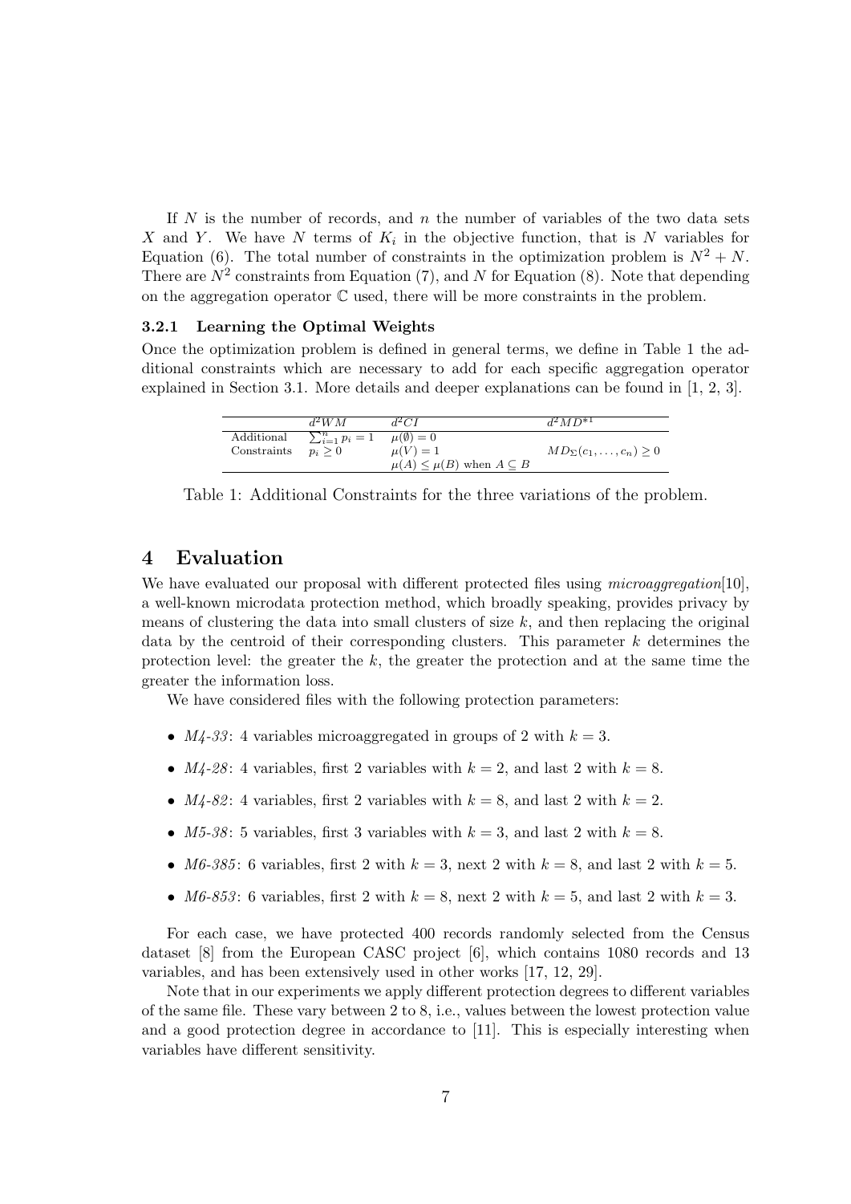If $N$ is the number of records, and $n$ the number of variables of the two data sets $X$ and $Y$. We have $N$ terms of $K_i$ in the objective function, that is $N$ variables for Equation (6). The total number of constraints in the optimization problem is $N^2 + N$. There are $N^2$ constraints from Equation (7), and $N$ for Equation (8). Note that depending on the aggregation operator $\mathbb{C}$ used, there will be more constraints in the problem.

### 3.2.1 Learning the Optimal Weights

Once the optimization problem is defined in general terms, we define in Table 1 the additional constraints which are necessary to add for each specific aggregation operator explained in Section 3.1. More details and deeper explanations can be found in [1, 2, 3].

| | $d^2WM$ | $d^2CI$ | $d^2MD^{*1}$ |
|---|---|---|---|
| Additional Constraints | $\sum_{i=1}^{n} p_i = 1$ <br> $p_i \geq 0$ | $\mu(\emptyset) = 0$ <br> $\mu(V) = 1$ <br> $\mu(A) \leq \mu(B)$ when $A \subseteq B$ | $MD_{\Sigma}(c_1, \ldots, c_n) \geq 0$ |

Table 1: Additional Constraints for the three variations of the problem.

## 4 Evaluation

We have evaluated our proposal with different protected files using *microaggregation*[10], a well-known microdata protection method, which broadly speaking, provides privacy by means of clustering the data into small clusters of size $k$, and then replacing the original data by the centroid of their corresponding clusters. This parameter $k$ determines the protection level: the greater the $k$, the greater the protection and at the same time the greater the information loss.

We have considered files with the following protection parameters:

- *M4-33*: 4 variables microaggregated in groups of 2 with $k = 3$.
- *M4-28*: 4 variables, first 2 variables with $k = 2$, and last 2 with $k = 8$.
- *M4-82*: 4 variables, first 2 variables with $k = 8$, and last 2 with $k = 2$.
- *M5-38*: 5 variables, first 3 variables with $k = 3$, and last 2 with $k = 8$.
- *M6-385*: 6 variables, first 2 with $k = 3$, next 2 with $k = 8$, and last 2 with $k = 5$.
- *M6-853*: 6 variables, first 2 with $k = 8$, next 2 with $k = 5$, and last 2 with $k = 3$.

For each case, we have protected 400 records randomly selected from the Census dataset [8] from the European CASC project [6], which contains 1080 records and 13 variables, and has been extensively used in other works [17, 12, 29].

Note that in our experiments we apply different protection degrees to different variables of the same file. These vary between 2 to 8, i.e., values between the lowest protection value and a good protection degree in accordance to [11]. This is especially interesting when variables have different sensitivity.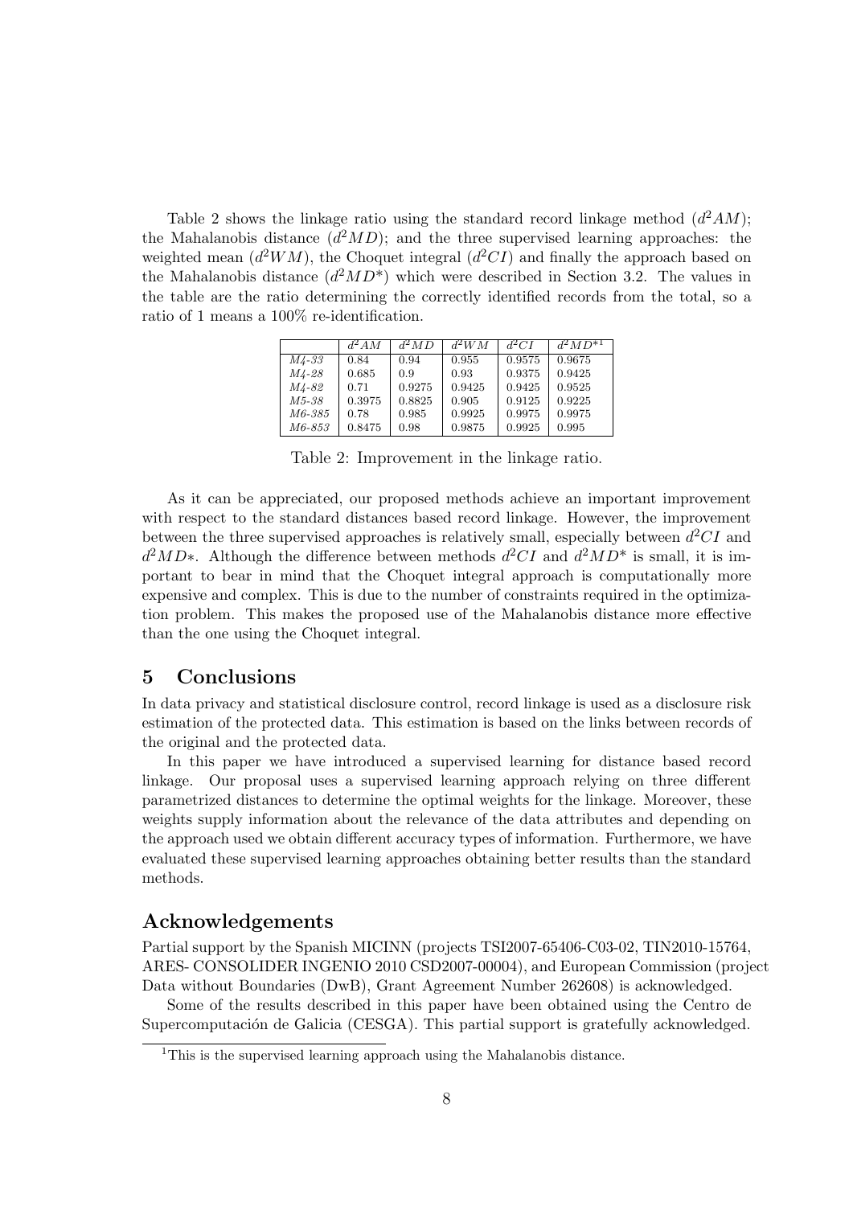Table 2 shows the linkage ratio using the standard record linkage method ($d^2AM$); the Mahalanobis distance ($d^2MD$); and the three supervised learning approaches: the weighted mean ($d^2WM$), the Choquet integral ($d^2CI$) and finally the approach based on the Mahalanobis distance ($d^2MD^*$) which were described in Section 3.2. The values in the table are the ratio determining the correctly identified records from the total, so a ratio of 1 means a 100% re-identification.

| | $d^2AM$ | $d^2MD$ | $d^2WM$ | $d^2CI$ | $d^2MD^{*}$[1] |
|---|---|---|---|---|---|
| *M4-33* | 0.84 | 0.94 | 0.955 | 0.9575 | 0.9675 |
| *M4-28* | 0.685 | 0.9 | 0.93 | 0.9375 | 0.9425 |
| *M4-82* | 0.71 | 0.9275 | 0.9425 | 0.9425 | 0.9525 |
| *M5-38* | 0.3975 | 0.8825 | 0.905 | 0.9125 | 0.9225 |
| *M6-385* | 0.78 | 0.985 | 0.9925 | 0.9975 | 0.9975 |
| *M6-853* | 0.8475 | 0.98 | 0.9875 | 0.9925 | 0.995 |

Table 2: Improvement in the linkage ratio.

As it can be appreciated, our proposed methods achieve an important improvement with respect to the standard distances based record linkage. However, the improvement between the three supervised approaches is relatively small, especially between $d^2CI$ and $d^2MD*$. Although the difference between methods $d^2CI$ and $d^2MD^*$ is small, it is important to bear in mind that the Choquet integral approach is computationally more expensive and complex. This is due to the number of constraints required in the optimization problem. This makes the proposed use of the Mahalanobis distance more effective than the one using the Choquet integral.

## 5 Conclusions

In data privacy and statistical disclosure control, record linkage is used as a disclosure risk estimation of the protected data. This estimation is based on the links between records of the original and the protected data.

In this paper we have introduced a supervised learning for distance based record linkage. Our proposal uses a supervised learning approach relying on three different parametrized distances to determine the optimal weights for the linkage. Moreover, these weights supply information about the relevance of the data attributes and depending on the approach used we obtain different accuracy types of information. Furthermore, we have evaluated these supervised learning approaches obtaining better results than the standard methods.

## Acknowledgements

Partial support by the Spanish MICINN (projects TSI2007-65406-C03-02, TIN2010-15764, ARES- CONSOLIDER INGENIO 2010 CSD2007-00004), and European Commission (project Data without Boundaries (DwB), Grant Agreement Number 262608) is acknowledged.

Some of the results described in this paper have been obtained using the Centro de Supercomputación de Galicia (CESGA). This partial support is gratefully acknowledged.

[1] This is the supervised learning approach using the Mahalanobis distance.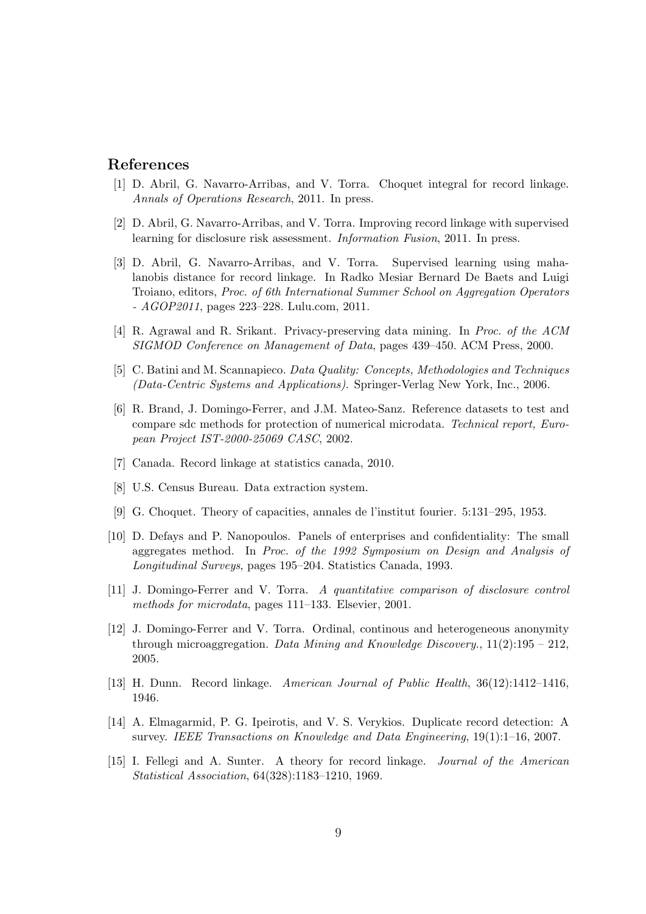## References

[1] D. Abril, G. Navarro-Arribas, and V. Torra. Choquet integral for record linkage. *Annals of Operations Research*, 2011. In press.

[2] D. Abril, G. Navarro-Arribas, and V. Torra. Improving record linkage with supervised learning for disclosure risk assessment. *Information Fusion*, 2011. In press.

[3] D. Abril, G. Navarro-Arribas, and V. Torra. Supervised learning using mahalanobis distance for record linkage. In Radko Mesiar Bernard De Baets and Luigi Troiano, editors, *Proc. of 6th International Summer School on Aggregation Operators - AGOP2011*, pages 223–228. Lulu.com, 2011.

[4] R. Agrawal and R. Srikant. Privacy-preserving data mining. In *Proc. of the ACM SIGMOD Conference on Management of Data*, pages 439–450. ACM Press, 2000.

[5] C. Batini and M. Scannapieco. *Data Quality: Concepts, Methodologies and Techniques (Data-Centric Systems and Applications)*. Springer-Verlag New York, Inc., 2006.

[6] R. Brand, J. Domingo-Ferrer, and J.M. Mateo-Sanz. Reference datasets to test and compare sdc methods for protection of numerical microdata. *Technical report, European Project IST-2000-25069 CASC*, 2002.

[7] Canada. Record linkage at statistics canada, 2010.

[8] U.S. Census Bureau. Data extraction system.

[9] G. Choquet. Theory of capacities, annales de l'institut fourier. 5:131–295, 1953.

[10] D. Defays and P. Nanopoulos. Panels of enterprises and confidentiality: The small aggregates method. In *Proc. of the 1992 Symposium on Design and Analysis of Longitudinal Surveys*, pages 195–204. Statistics Canada, 1993.

[11] J. Domingo-Ferrer and V. Torra. *A quantitative comparison of disclosure control methods for microdata*, pages 111–133. Elsevier, 2001.

[12] J. Domingo-Ferrer and V. Torra. Ordinal, continous and heterogeneous anonymity through microaggregation. *Data Mining and Knowledge Discovery.*, 11(2):195 – 212, 2005.

[13] H. Dunn. Record linkage. *American Journal of Public Health*, 36(12):1412–1416, 1946.

[14] A. Elmagarmid, P. G. Ipeirotis, and V. S. Verykios. Duplicate record detection: A survey. *IEEE Transactions on Knowledge and Data Engineering*, 19(1):1–16, 2007.

[15] I. Fellegi and A. Sunter. A theory for record linkage. *Journal of the American Statistical Association*, 64(328):1183–1210, 1969.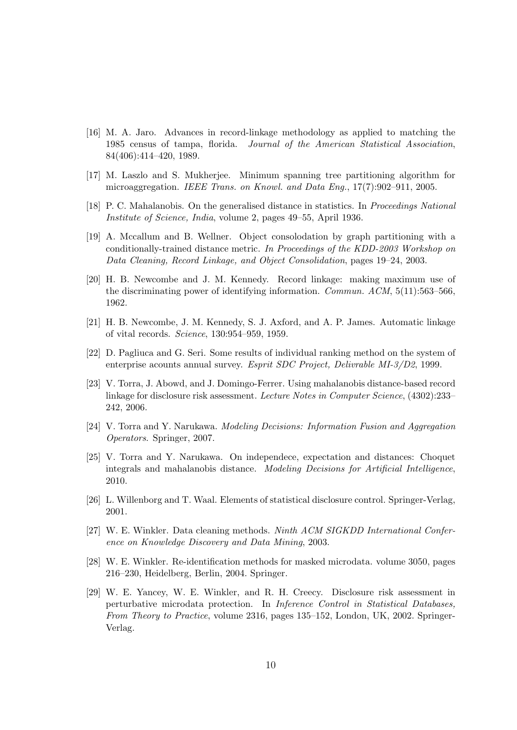[16] M. A. Jaro. Advances in record-linkage methodology as applied to matching the 1985 census of tampa, florida. *Journal of the American Statistical Association*, 84(406):414–420, 1989.

[17] M. Laszlo and S. Mukherjee. Minimum spanning tree partitioning algorithm for microaggregation. *IEEE Trans. on Knowl. and Data Eng.*, 17(7):902–911, 2005.

[18] P. C. Mahalanobis. On the generalised distance in statistics. In *Proceedings National Institute of Science, India*, volume 2, pages 49–55, April 1936.

[19] A. Mccallum and B. Wellner. Object consolodation by graph partitioning with a conditionally-trained distance metric. *In Proceedings of the KDD-2003 Workshop on Data Cleaning, Record Linkage, and Object Consolidation*, pages 19–24, 2003.

[20] H. B. Newcombe and J. M. Kennedy. Record linkage: making maximum use of the discriminating power of identifying information. *Commun. ACM*, 5(11):563–566, 1962.

[21] H. B. Newcombe, J. M. Kennedy, S. J. Axford, and A. P. James. Automatic linkage of vital records. *Science*, 130:954–959, 1959.

[22] D. Pagliuca and G. Seri. Some results of individual ranking method on the system of enterprise acounts annual survey. *Esprit SDC Project, Delivrable MI-3/D2*, 1999.

[23] V. Torra, J. Abowd, and J. Domingo-Ferrer. Using mahalanobis distance-based record linkage for disclosure risk assessment. *Lecture Notes in Computer Science*, (4302):233–242, 2006.

[24] V. Torra and Y. Narukawa. *Modeling Decisions: Information Fusion and Aggregation Operators*. Springer, 2007.

[25] V. Torra and Y. Narukawa. On independece, expectation and distances: Choquet integrals and mahalanobis distance. *Modeling Decisions for Artificial Intelligence*, 2010.

[26] L. Willenborg and T. Waal. Elements of statistical disclosure control. Springer-Verlag, 2001.

[27] W. E. Winkler. Data cleaning methods. *Ninth ACM SIGKDD International Conference on Knowledge Discovery and Data Mining*, 2003.

[28] W. E. Winkler. Re-identification methods for masked microdata. volume 3050, pages 216–230, Heidelberg, Berlin, 2004. Springer.

[29] W. E. Yancey, W. E. Winkler, and R. H. Creecy. Disclosure risk assessment in perturbative microdata protection. In *Inference Control in Statistical Databases, From Theory to Practice*, volume 2316, pages 135–152, London, UK, 2002. Springer-Verlag.